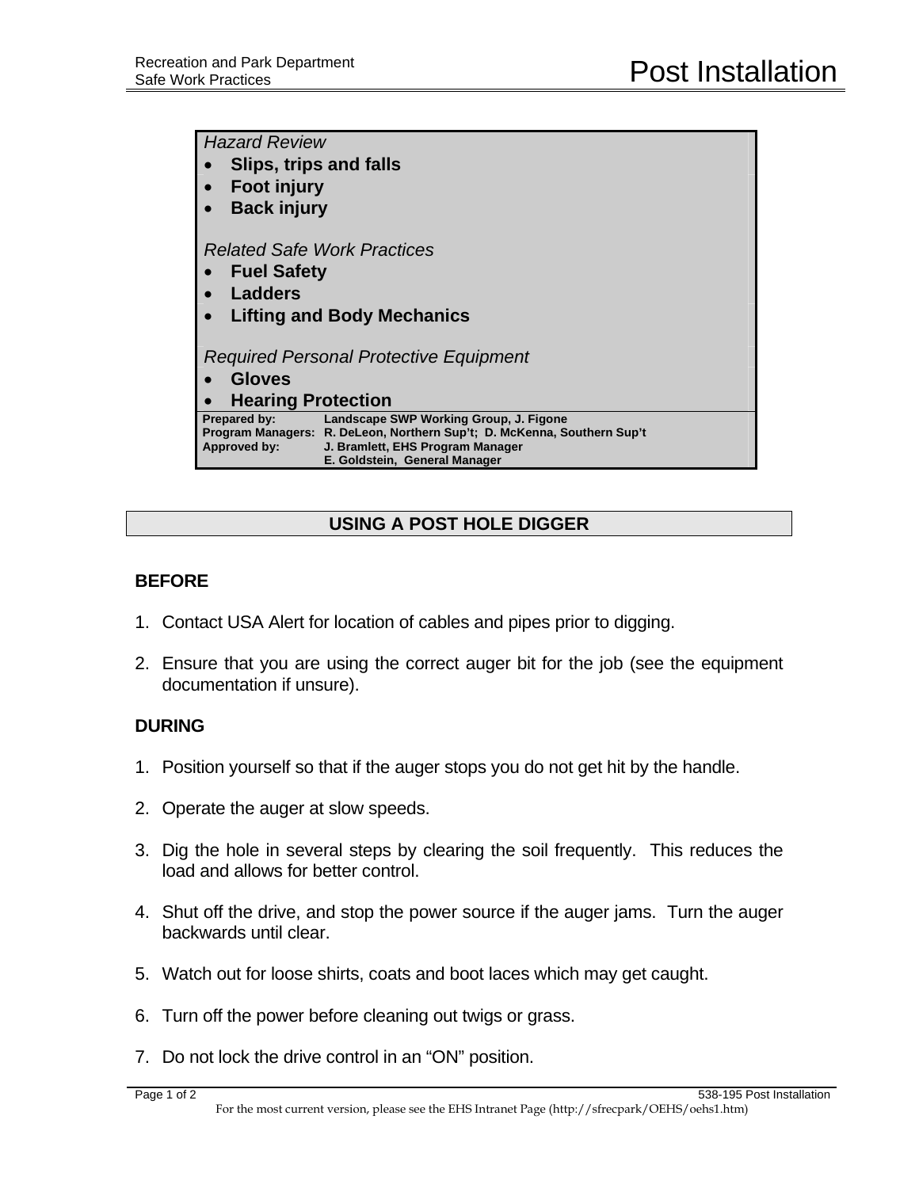Recreation and Park Department
Safe Work Practices

# Post Installation

*Hazard Review*

- **Slips, trips and falls**
- **Foot injury**
- **Back injury**

*Related Safe Work Practices*

- **Fuel Safety**
- **Ladders**
- **Lifting and Body Mechanics**

*Required Personal Protective Equipment*

- **Gloves**
- **Hearing Protection**

**Prepared by:** Landscape SWP Working Group, J. Figone
**Program Managers:** R. DeLeon, Northern Sup't; D. McKenna, Southern Sup't
**Approved by:** J. Bramlett, EHS Program Manager
E. Goldstein, General Manager

## USING A POST HOLE DIGGER

### BEFORE

1. Contact USA Alert for location of cables and pipes prior to digging.

2. Ensure that you are using the correct auger bit for the job (see the equipment documentation if unsure).

### DURING

1. Position yourself so that if the auger stops you do not get hit by the handle.

2. Operate the auger at slow speeds.

3. Dig the hole in several steps by clearing the soil frequently. This reduces the load and allows for better control.

4. Shut off the drive, and stop the power source if the auger jams. Turn the auger backwards until clear.

5. Watch out for loose shirts, coats and boot laces which may get caught.

6. Turn off the power before cleaning out twigs or grass.

7. Do not lock the drive control in an "ON" position.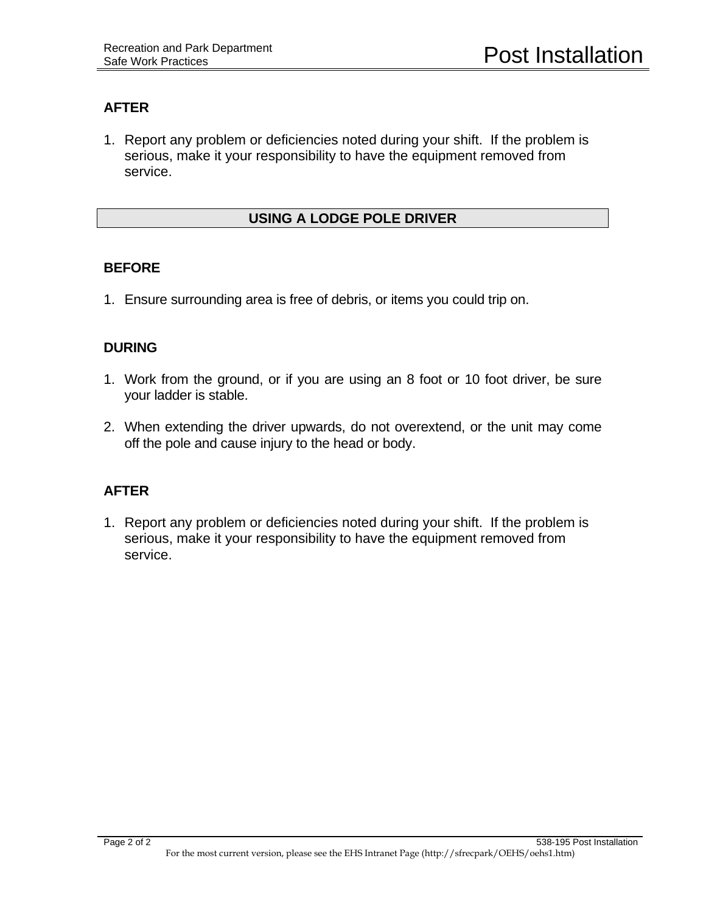**AFTER**

1. Report any problem or deficiencies noted during your shift. If the problem is serious, make it your responsibility to have the equipment removed from service.

## USING A LODGE POLE DRIVER

**BEFORE**

1. Ensure surrounding area is free of debris, or items you could trip on.

**DURING**

1. Work from the ground, or if you are using an 8 foot or 10 foot driver, be sure your ladder is stable.

2. When extending the driver upwards, do not overextend, or the unit may come off the pole and cause injury to the head or body.

**AFTER**

1. Report any problem or deficiencies noted during your shift. If the problem is serious, make it your responsibility to have the equipment removed from service.